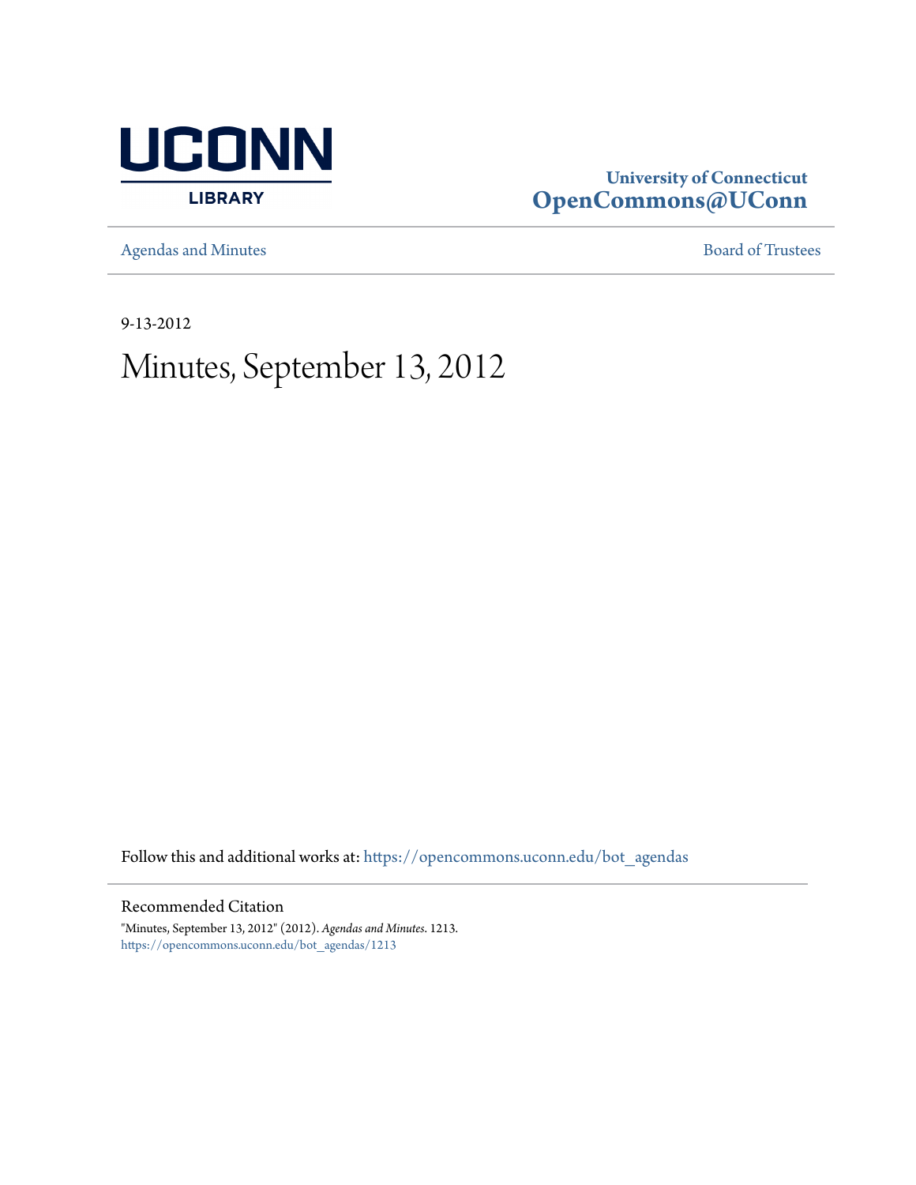UCONN LIBRARY

**University of Connecticut**
**OpenCommons@UConn**

Agendas and Minutes | Board of Trustees

9-13-2012

# Minutes, September 13, 2012

Follow this and additional works at: https://opencommons.uconn.edu/bot_agendas

## Recommended Citation

"Minutes, September 13, 2012" (2012). *Agendas and Minutes*. 1213.
https://opencommons.uconn.edu/bot_agendas/1213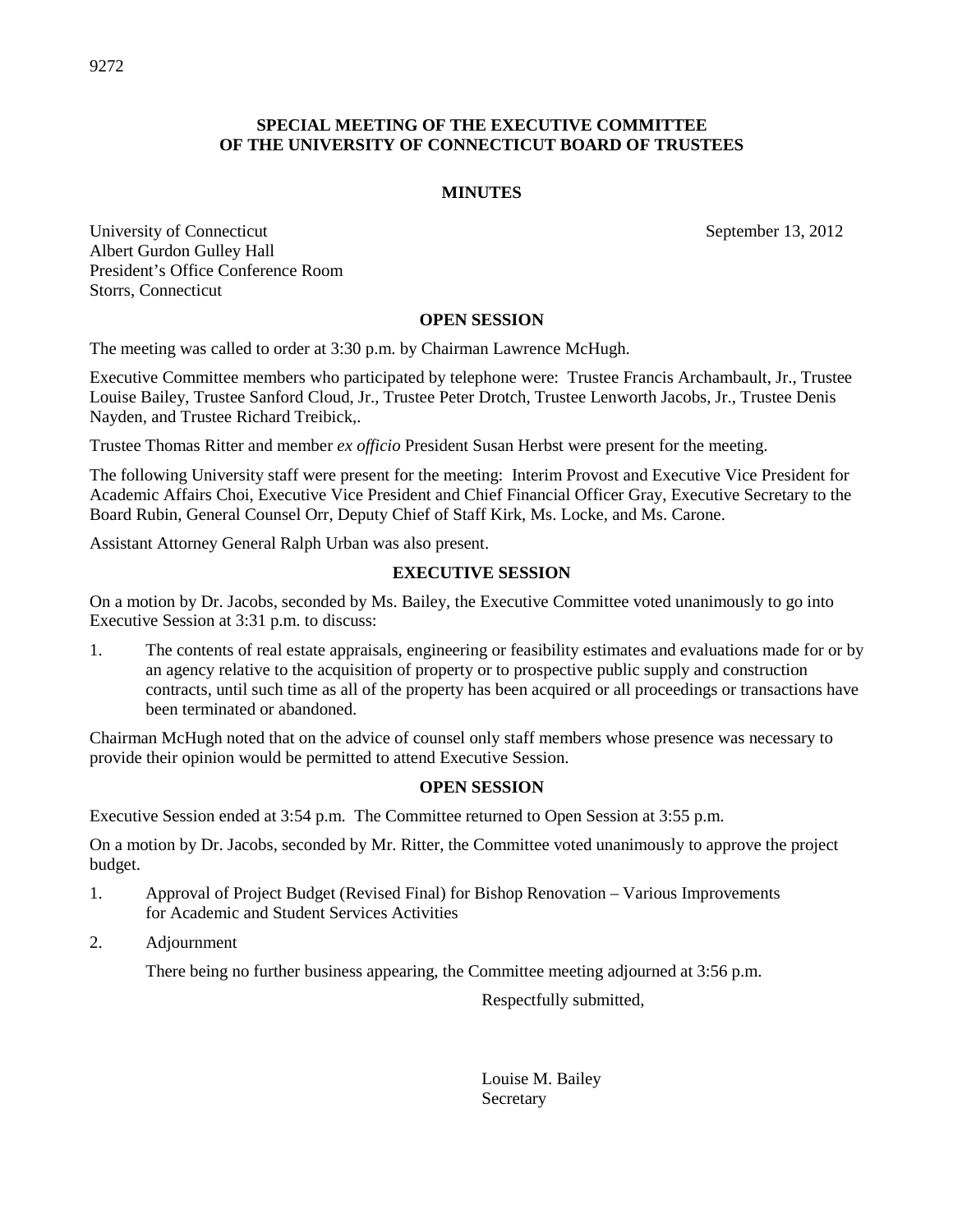**SPECIAL MEETING OF THE EXECUTIVE COMMITTEE OF THE UNIVERSITY OF CONNECTICUT BOARD OF TRUSTEES**

**MINUTES**

University of Connecticut
Albert Gurdon Gulley Hall
President's Office Conference Room
Storrs, Connecticut

September 13, 2012

**OPEN SESSION**

The meeting was called to order at 3:30 p.m. by Chairman Lawrence McHugh.

Executive Committee members who participated by telephone were: Trustee Francis Archambault, Jr., Trustee Louise Bailey, Trustee Sanford Cloud, Jr., Trustee Peter Drotch, Trustee Lenworth Jacobs, Jr., Trustee Denis Nayden, and Trustee Richard Treibick,.

Trustee Thomas Ritter and member *ex officio* President Susan Herbst were present for the meeting.

The following University staff were present for the meeting: Interim Provost and Executive Vice President for Academic Affairs Choi, Executive Vice President and Chief Financial Officer Gray, Executive Secretary to the Board Rubin, General Counsel Orr, Deputy Chief of Staff Kirk, Ms. Locke, and Ms. Carone.

Assistant Attorney General Ralph Urban was also present.

**EXECUTIVE SESSION**

On a motion by Dr. Jacobs, seconded by Ms. Bailey, the Executive Committee voted unanimously to go into Executive Session at 3:31 p.m. to discuss:

1. The contents of real estate appraisals, engineering or feasibility estimates and evaluations made for or by an agency relative to the acquisition of property or to prospective public supply and construction contracts, until such time as all of the property has been acquired or all proceedings or transactions have been terminated or abandoned.

Chairman McHugh noted that on the advice of counsel only staff members whose presence was necessary to provide their opinion would be permitted to attend Executive Session.

**OPEN SESSION**

Executive Session ended at 3:54 p.m. The Committee returned to Open Session at 3:55 p.m.

On a motion by Dr. Jacobs, seconded by Mr. Ritter, the Committee voted unanimously to approve the project budget.

1. Approval of Project Budget (Revised Final) for Bishop Renovation – Various Improvements for Academic and Student Services Activities

2. Adjournment

   There being no further business appearing, the Committee meeting adjourned at 3:56 p.m.

Respectfully submitted,

Louise M. Bailey
Secretary